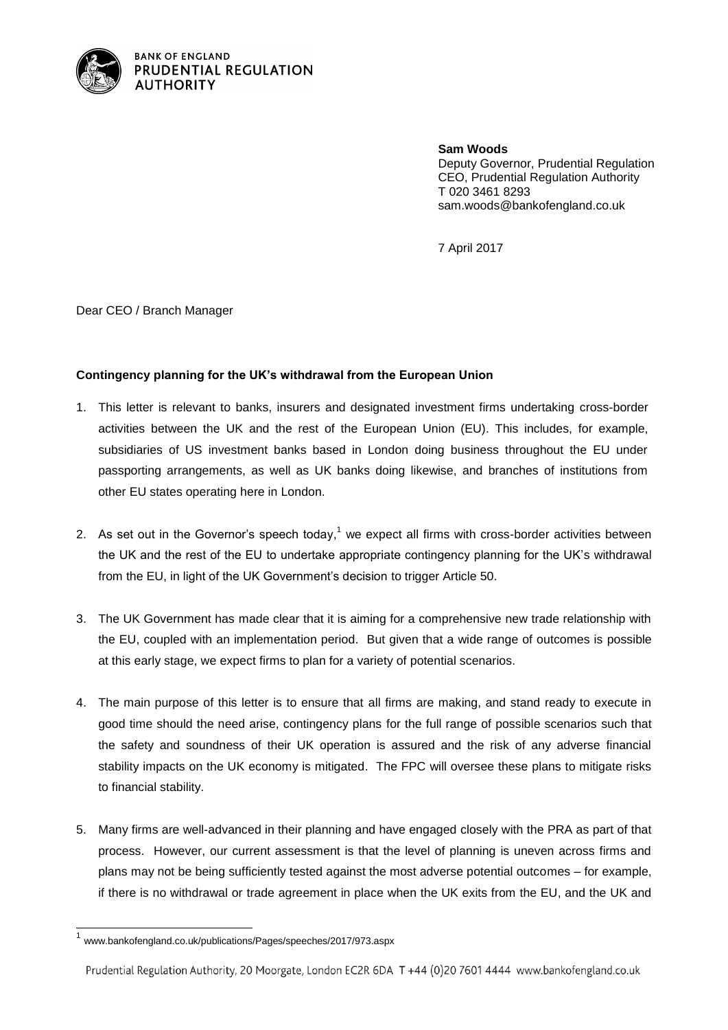BANK OF ENGLAND
PRUDENTIAL REGULATION AUTHORITY

**Sam Woods**
Deputy Governor, Prudential Regulation
CEO, Prudential Regulation Authority
T 020 3461 8293
sam.woods@bankofengland.co.uk

7 April 2017

Dear CEO / Branch Manager

**Contingency planning for the UK's withdrawal from the European Union**

1. This letter is relevant to banks, insurers and designated investment firms undertaking cross-border activities between the UK and the rest of the European Union (EU). This includes, for example, subsidiaries of US investment banks based in London doing business throughout the EU under passporting arrangements, as well as UK banks doing likewise, and branches of institutions from other EU states operating here in London.

2. As set out in the Governor's speech today,[1] we expect all firms with cross-border activities between the UK and the rest of the EU to undertake appropriate contingency planning for the UK's withdrawal from the EU, in light of the UK Government's decision to trigger Article 50.

3. The UK Government has made clear that it is aiming for a comprehensive new trade relationship with the EU, coupled with an implementation period. But given that a wide range of outcomes is possible at this early stage, we expect firms to plan for a variety of potential scenarios.

4. The main purpose of this letter is to ensure that all firms are making, and stand ready to execute in good time should the need arise, contingency plans for the full range of possible scenarios such that the safety and soundness of their UK operation is assured and the risk of any adverse financial stability impacts on the UK economy is mitigated. The FPC will oversee these plans to mitigate risks to financial stability.

5. Many firms are well-advanced in their planning and have engaged closely with the PRA as part of that process. However, our current assessment is that the level of planning is uneven across firms and plans may not be being sufficiently tested against the most adverse potential outcomes – for example, if there is no withdrawal or trade agreement in place when the UK exits from the EU, and the UK and

[1] www.bankofengland.co.uk/publications/Pages/speeches/2017/973.aspx

Prudential Regulation Authority, 20 Moorgate, London EC2R 6DA T +44 (0)20 7601 4444 www.bankofengland.co.uk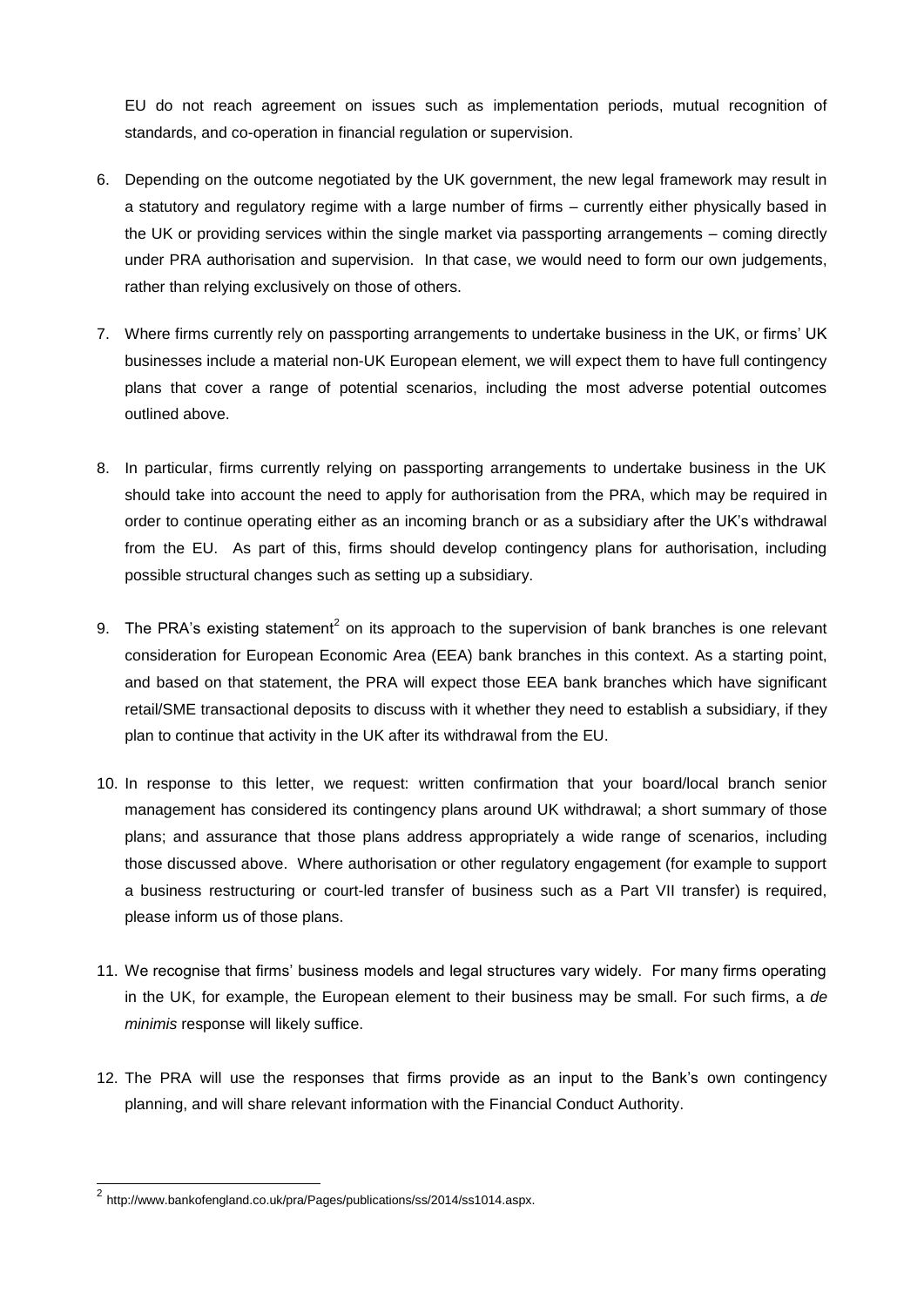EU do not reach agreement on issues such as implementation periods, mutual recognition of standards, and co-operation in financial regulation or supervision.

6. Depending on the outcome negotiated by the UK government, the new legal framework may result in a statutory and regulatory regime with a large number of firms – currently either physically based in the UK or providing services within the single market via passporting arrangements – coming directly under PRA authorisation and supervision. In that case, we would need to form our own judgements, rather than relying exclusively on those of others.

7. Where firms currently rely on passporting arrangements to undertake business in the UK, or firms' UK businesses include a material non-UK European element, we will expect them to have full contingency plans that cover a range of potential scenarios, including the most adverse potential outcomes outlined above.

8. In particular, firms currently relying on passporting arrangements to undertake business in the UK should take into account the need to apply for authorisation from the PRA, which may be required in order to continue operating either as an incoming branch or as a subsidiary after the UK's withdrawal from the EU. As part of this, firms should develop contingency plans for authorisation, including possible structural changes such as setting up a subsidiary.

9. The PRA's existing statement[2] on its approach to the supervision of bank branches is one relevant consideration for European Economic Area (EEA) bank branches in this context. As a starting point, and based on that statement, the PRA will expect those EEA bank branches which have significant retail/SME transactional deposits to discuss with it whether they need to establish a subsidiary, if they plan to continue that activity in the UK after its withdrawal from the EU.

10. In response to this letter, we request: written confirmation that your board/local branch senior management has considered its contingency plans around UK withdrawal; a short summary of those plans; and assurance that those plans address appropriately a wide range of scenarios, including those discussed above. Where authorisation or other regulatory engagement (for example to support a business restructuring or court-led transfer of business such as a Part VII transfer) is required, please inform us of those plans.

11. We recognise that firms' business models and legal structures vary widely. For many firms operating in the UK, for example, the European element to their business may be small. For such firms, a *de minimis* response will likely suffice.

12. The PRA will use the responses that firms provide as an input to the Bank's own contingency planning, and will share relevant information with the Financial Conduct Authority.

[2] http://www.bankofengland.co.uk/pra/Pages/publications/ss/2014/ss1014.aspx.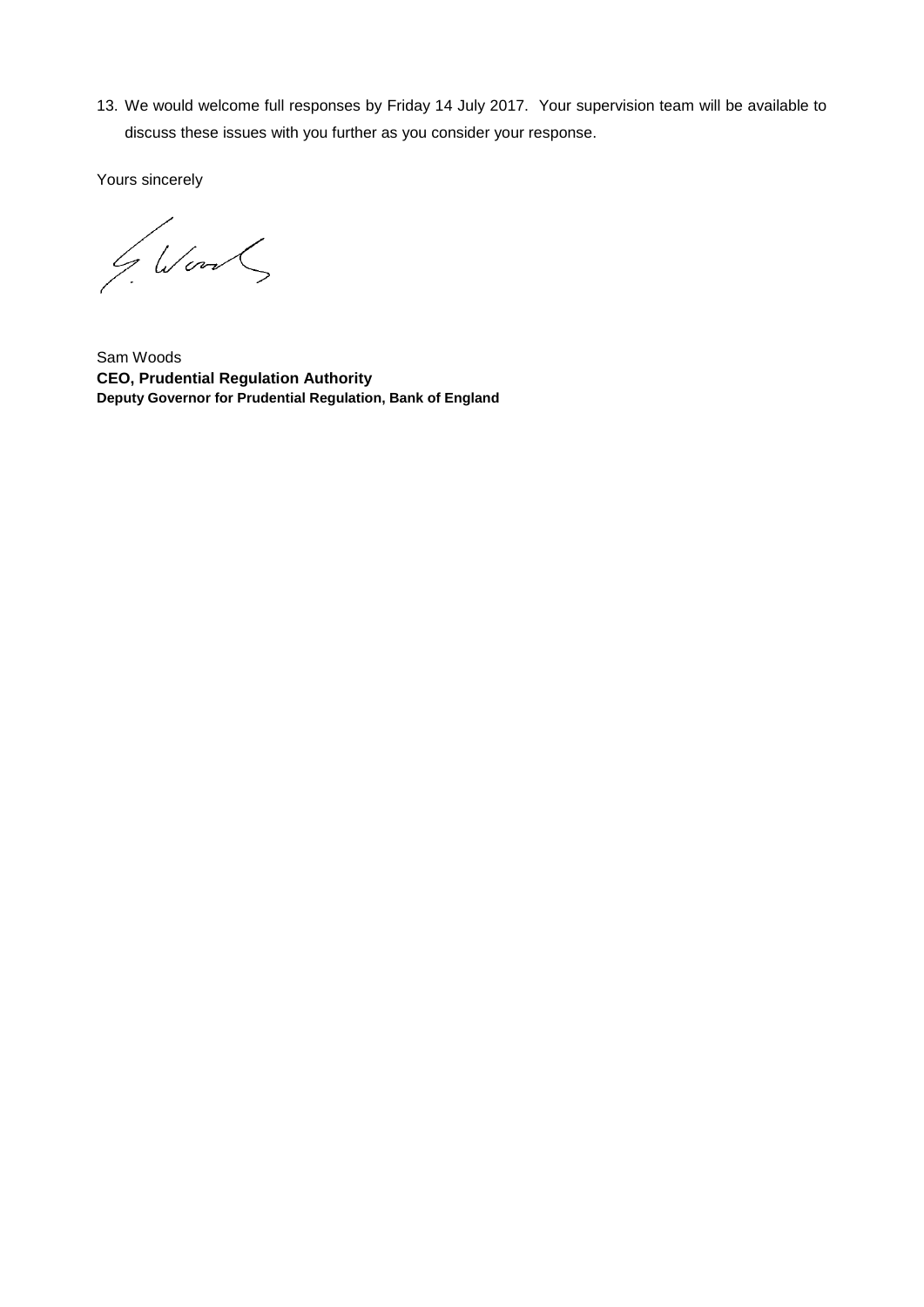13. We would welcome full responses by Friday 14 July 2017. Your supervision team will be available to discuss these issues with you further as you consider your response.

Yours sincerely

Sam Woods
**CEO, Prudential Regulation Authority**
**Deputy Governor for Prudential Regulation, Bank of England**